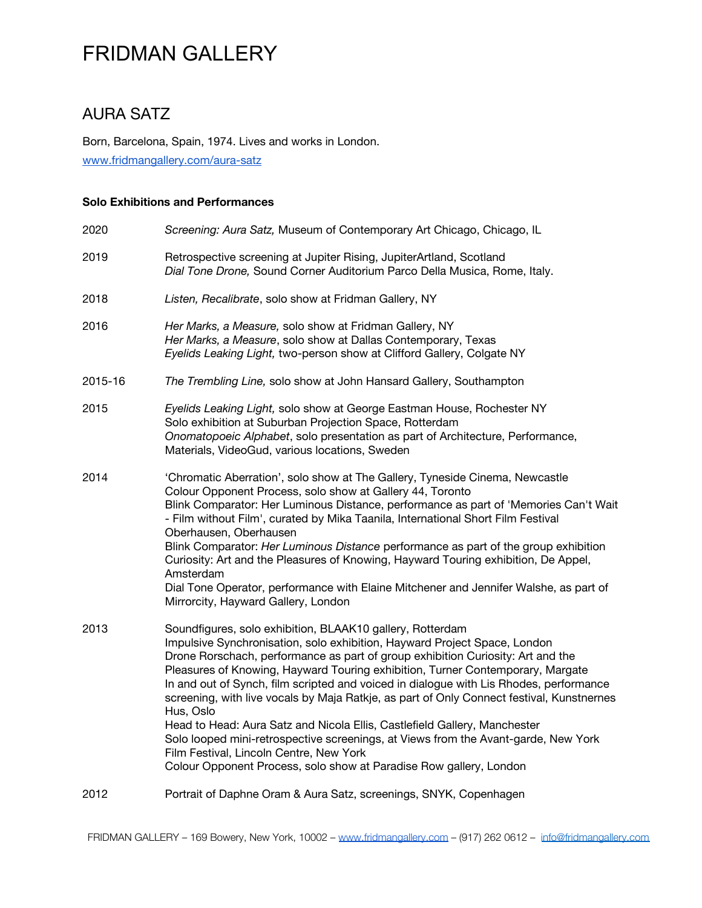# FRIDMAN GALLERY

## AURA SATZ

Born, Barcelona, Spain, 1974. Lives and works in London.

www.fridmangallery.com/aura-satz

### Solo Exhibitions and Performances

2020 — *Screening: Aura Satz,* Museum of Contemporary Art Chicago, Chicago, IL

2019 — Retrospective screening at Jupiter Rising, JupiterArtland, Scotland
*Dial Tone Drone,* Sound Corner Auditorium Parco Della Musica, Rome, Italy.

2018 — *Listen, Recalibrate*, solo show at Fridman Gallery, NY

2016 — *Her Marks, a Measure,* solo show at Fridman Gallery, NY
*Her Marks, a Measure*, solo show at Dallas Contemporary, Texas
*Eyelids Leaking Light,* two-person show at Clifford Gallery, Colgate NY

2015-16 — *The Trembling Line,* solo show at John Hansard Gallery, Southampton

2015 — *Eyelids Leaking Light,* solo show at George Eastman House, Rochester NY
Solo exhibition at Suburban Projection Space, Rotterdam
*Onomatopoeic Alphabet*, solo presentation as part of Architecture, Performance, Materials, VideoGud, various locations, Sweden

2014 — 'Chromatic Aberration', solo show at The Gallery, Tyneside Cinema, Newcastle
Colour Opponent Process, solo show at Gallery 44, Toronto
Blink Comparator: Her Luminous Distance, performance as part of 'Memories Can't Wait - Film without Film', curated by Mika Taanila, International Short Film Festival Oberhausen, Oberhausen
Blink Comparator: *Her Luminous Distance* performance as part of the group exhibition Curiosity: Art and the Pleasures of Knowing, Hayward Touring exhibition, De Appel, Amsterdam
Dial Tone Operator, performance with Elaine Mitchener and Jennifer Walshe, as part of Mirrorcity, Hayward Gallery, London

2013 — Soundfigures, solo exhibition, BLAAK10 gallery, Rotterdam
Impulsive Synchronisation, solo exhibition, Hayward Project Space, London
Drone Rorschach, performance as part of group exhibition Curiosity: Art and the Pleasures of Knowing, Hayward Touring exhibition, Turner Contemporary, Margate
In and out of Synch, film scripted and voiced in dialogue with Lis Rhodes, performance screening, with live vocals by Maja Ratkje, as part of Only Connect festival, Kunstnernes Hus, Oslo
Head to Head: Aura Satz and Nicola Ellis, Castlefield Gallery, Manchester
Solo looped mini-retrospective screenings, at Views from the Avant-garde, New York Film Festival, Lincoln Centre, New York
Colour Opponent Process, solo show at Paradise Row gallery, London

2012 — Portrait of Daphne Oram & Aura Satz, screenings, SNYK, Copenhagen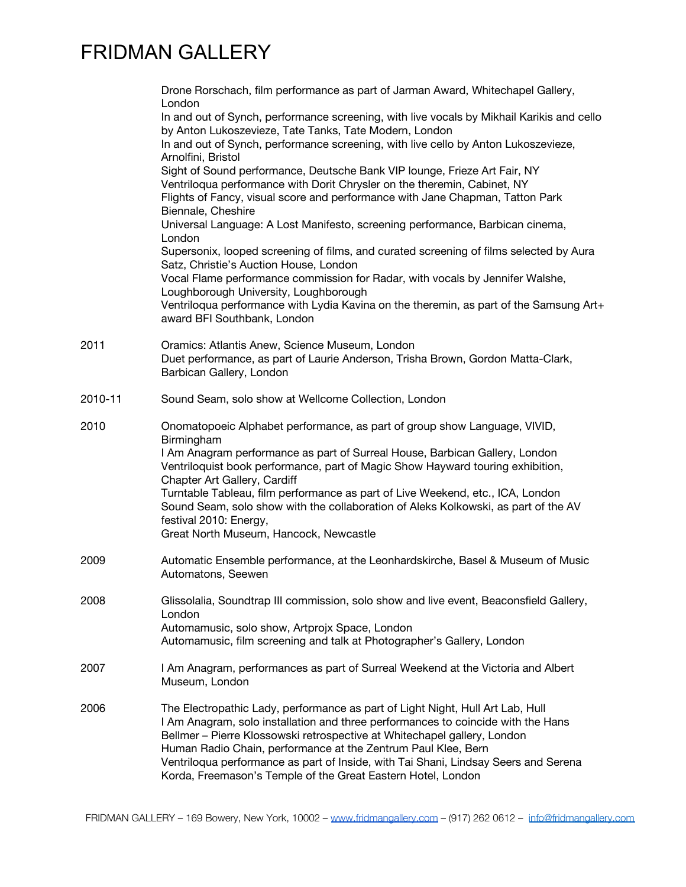Drone Rorschach, film performance as part of Jarman Award, Whitechapel Gallery, London
In and out of Synch, performance screening, with live vocals by Mikhail Karikis and cello by Anton Lukoszevieze, Tate Tanks, Tate Modern, London
In and out of Synch, performance screening, with live cello by Anton Lukoszevieze, Arnolfini, Bristol
Sight of Sound performance, Deutsche Bank VIP lounge, Frieze Art Fair, NY
Ventriloqua performance with Dorit Chrysler on the theremin, Cabinet, NY
Flights of Fancy, visual score and performance with Jane Chapman, Tatton Park Biennale, Cheshire
Universal Language: A Lost Manifesto, screening performance, Barbican cinema, London
Supersonix, looped screening of films, and curated screening of films selected by Aura Satz, Christie's Auction House, London
Vocal Flame performance commission for Radar, with vocals by Jennifer Walshe, Loughborough University, Loughborough
Ventriloqua performance with Lydia Kavina on the theremin, as part of the Samsung Art+ award BFI Southbank, London

2011 Oramics: Atlantis Anew, Science Museum, London
Duet performance, as part of Laurie Anderson, Trisha Brown, Gordon Matta-Clark, Barbican Gallery, London

2010-11 Sound Seam, solo show at Wellcome Collection, London

2010 Onomatopoeic Alphabet performance, as part of group show Language, VIVID, Birmingham
I Am Anagram performance as part of Surreal House, Barbican Gallery, London
Ventriloquist book performance, part of Magic Show Hayward touring exhibition, Chapter Art Gallery, Cardiff
Turntable Tableau, film performance as part of Live Weekend, etc., ICA, London
Sound Seam, solo show with the collaboration of Aleks Kolkowski, as part of the AV festival 2010: Energy,
Great North Museum, Hancock, Newcastle

2009 Automatic Ensemble performance, at the Leonhardskirche, Basel & Museum of Music Automatons, Seewen

2008 Glissolalia, Soundtrap III commission, solo show and live event, Beaconsfield Gallery, London
Automamusic, solo show, Artprojx Space, London
Automamusic, film screening and talk at Photographer's Gallery, London

2007 I Am Anagram, performances as part of Surreal Weekend at the Victoria and Albert Museum, London

2006 The Electropathic Lady, performance as part of Light Night, Hull Art Lab, Hull
I Am Anagram, solo installation and three performances to coincide with the Hans Bellmer – Pierre Klossowski retrospective at Whitechapel gallery, London
Human Radio Chain, performance at the Zentrum Paul Klee, Bern
Ventriloqua performance as part of Inside, with Tai Shani, Lindsay Seers and Serena Korda, Freemason's Temple of the Great Eastern Hotel, London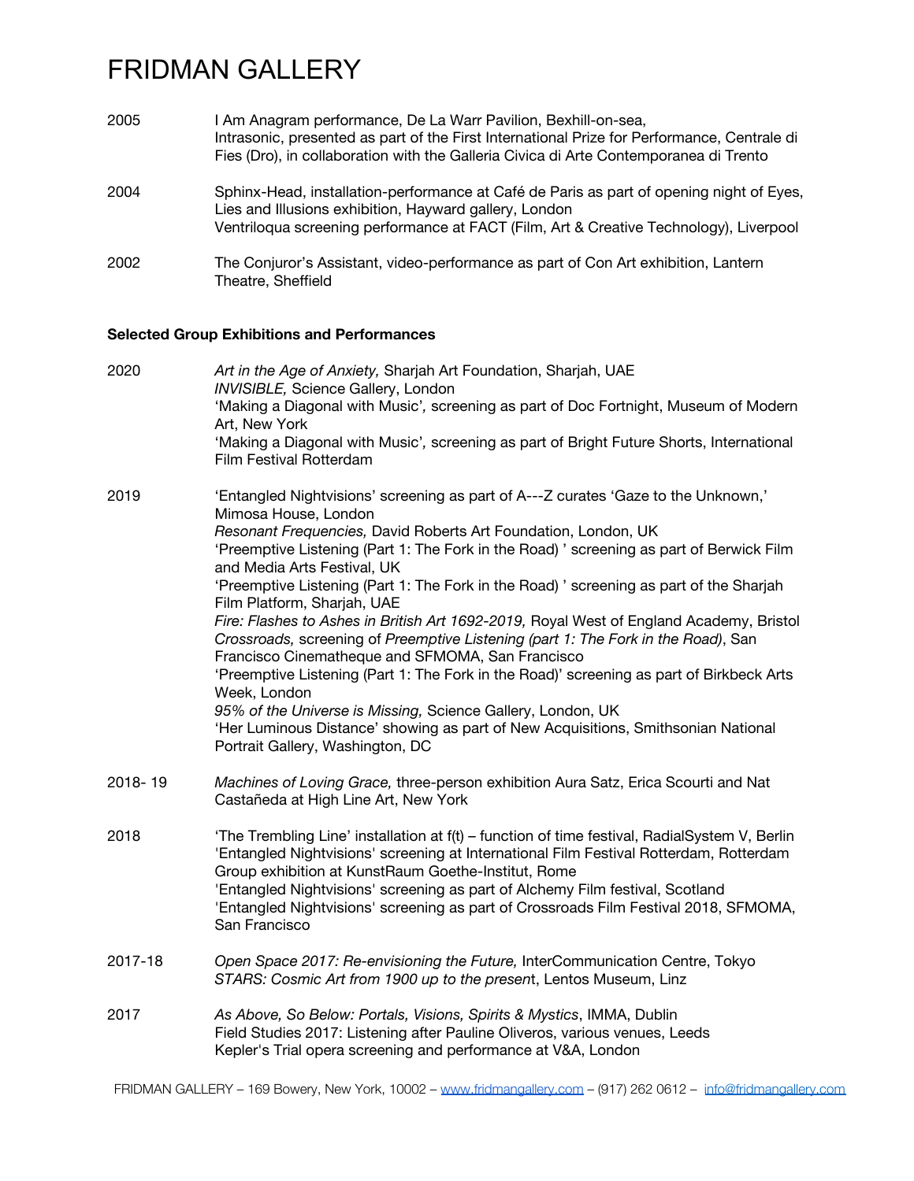2005 I Am Anagram performance, De La Warr Pavilion, Bexhill-on-sea,
Intrasonic, presented as part of the First International Prize for Performance, Centrale di Fies (Dro), in collaboration with the Galleria Civica di Arte Contemporanea di Trento

2004 Sphinx-Head, installation-performance at Café de Paris as part of opening night of Eyes, Lies and Illusions exhibition, Hayward gallery, London
Ventriloqua screening performance at FACT (Film, Art & Creative Technology), Liverpool

2002 The Conjuror's Assistant, video-performance as part of Con Art exhibition, Lantern Theatre, Sheffield

**Selected Group Exhibitions and Performances**

2020 *Art in the Age of Anxiety,* Sharjah Art Foundation, Sharjah, UAE
*INVISIBLE,* Science Gallery, London
'Making a Diagonal with Music', screening as part of Doc Fortnight, Museum of Modern Art, New York
'Making a Diagonal with Music', screening as part of Bright Future Shorts, International Film Festival Rotterdam

2019 'Entangled Nightvisions' screening as part of A---Z curates 'Gaze to the Unknown,' Mimosa House, London
*Resonant Frequencies,* David Roberts Art Foundation, London, UK
'Preemptive Listening (Part 1: The Fork in the Road) ' screening as part of Berwick Film and Media Arts Festival, UK
'Preemptive Listening (Part 1: The Fork in the Road) ' screening as part of the Sharjah Film Platform, Sharjah, UAE
*Fire: Flashes to Ashes in British Art 1692-2019,* Royal West of England Academy, Bristol
*Crossroads,* screening of *Preemptive Listening (part 1: The Fork in the Road)*, San Francisco Cinematheque and SFMOMA, San Francisco
'Preemptive Listening (Part 1: The Fork in the Road)' screening as part of Birkbeck Arts Week, London
*95% of the Universe is Missing,* Science Gallery, London, UK
'Her Luminous Distance' showing as part of New Acquisitions, Smithsonian National Portrait Gallery, Washington, DC

2018- 19 *Machines of Loving Grace,* three-person exhibition Aura Satz, Erica Scourti and Nat Castañeda at High Line Art, New York

2018 'The Trembling Line' installation at f(t) – function of time festival, RadialSystem V, Berlin
'Entangled Nightvisions' screening at International Film Festival Rotterdam, Rotterdam
Group exhibition at KunstRaum Goethe-Institut, Rome
'Entangled Nightvisions' screening as part of Alchemy Film festival, Scotland
'Entangled Nightvisions' screening as part of Crossroads Film Festival 2018, SFMOMA, San Francisco

2017-18 *Open Space 2017: Re-envisioning the Future,* InterCommunication Centre, Tokyo
*STARS: Cosmic Art from 1900 up to the present*, Lentos Museum, Linz

2017 *As Above, So Below: Portals, Visions, Spirits & Mystics*, IMMA, Dublin
Field Studies 2017: Listening after Pauline Oliveros, various venues, Leeds
Kepler's Trial opera screening and performance at V&A, London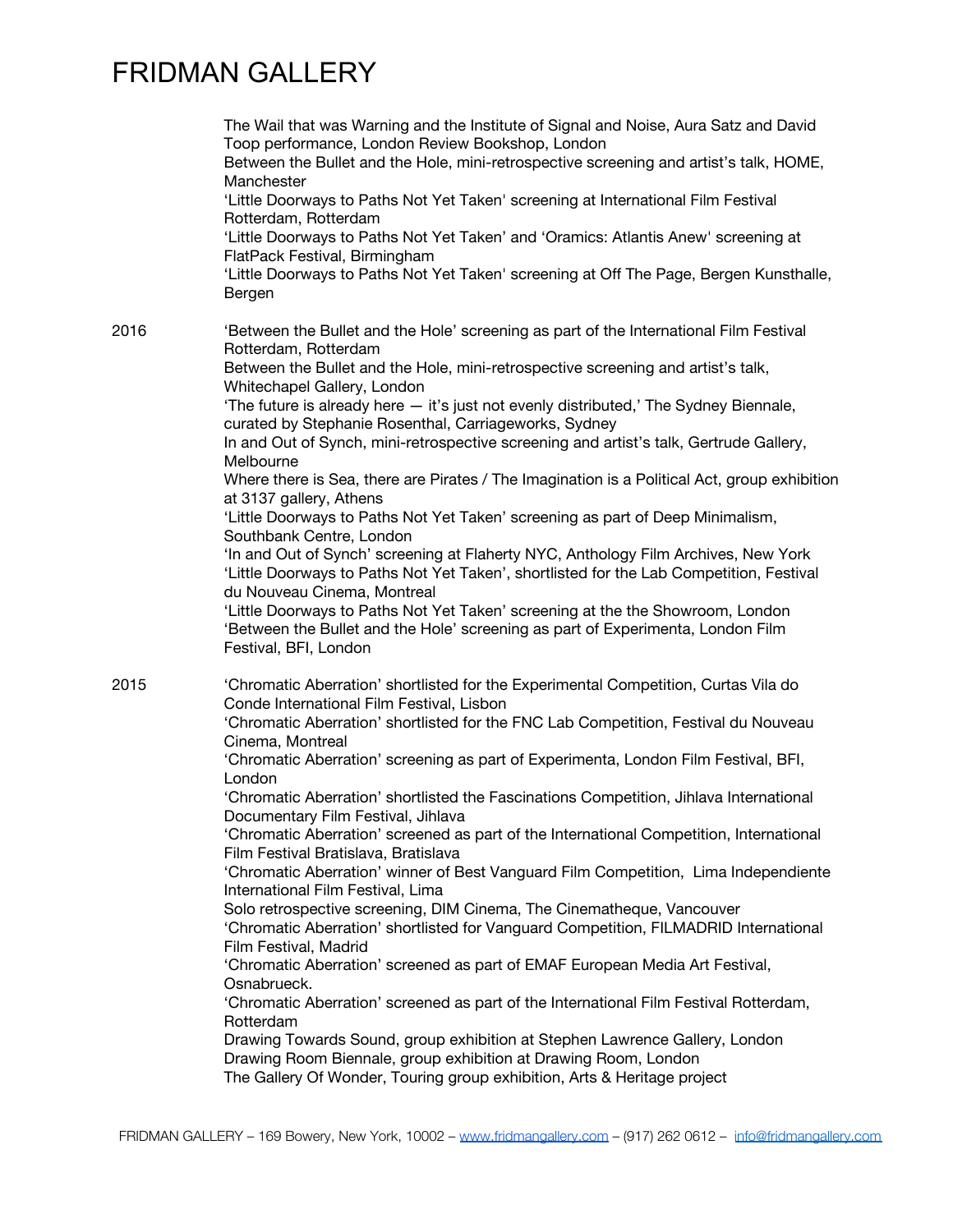FRIDMAN GALLERY

| | |
|---|---|
| | The Wail that was Warning and the Institute of Signal and Noise, Aura Satz and David Toop performance, London Review Bookshop, London<br>Between the Bullet and the Hole, mini-retrospective screening and artist's talk, HOME, Manchester<br>'Little Doorways to Paths Not Yet Taken' screening at International Film Festival Rotterdam, Rotterdam<br>'Little Doorways to Paths Not Yet Taken' and 'Oramics: Atlantis Anew' screening at FlatPack Festival, Birmingham<br>'Little Doorways to Paths Not Yet Taken' screening at Off The Page, Bergen Kunsthalle, Bergen |
| 2016 | 'Between the Bullet and the Hole' screening as part of the International Film Festival Rotterdam, Rotterdam<br>Between the Bullet and the Hole, mini-retrospective screening and artist's talk, Whitechapel Gallery, London<br>'The future is already here — it's just not evenly distributed,' The Sydney Biennale, curated by Stephanie Rosenthal, Carriageworks, Sydney<br>In and Out of Synch, mini-retrospective screening and artist's talk, Gertrude Gallery, Melbourne<br>Where there is Sea, there are Pirates / The Imagination is a Political Act, group exhibition at 3137 gallery, Athens<br>'Little Doorways to Paths Not Yet Taken' screening as part of Deep Minimalism, Southbank Centre, London<br>'In and Out of Synch' screening at Flaherty NYC, Anthology Film Archives, New York<br>'Little Doorways to Paths Not Yet Taken', shortlisted for the Lab Competition, Festival du Nouveau Cinema, Montreal<br>'Little Doorways to Paths Not Yet Taken' screening at the the Showroom, London<br>'Between the Bullet and the Hole' screening as part of Experimenta, London Film Festival, BFI, London |
| 2015 | 'Chromatic Aberration' shortlisted for the Experimental Competition, Curtas Vila do Conde International Film Festival, Lisbon<br>'Chromatic Aberration' shortlisted for the FNC Lab Competition, Festival du Nouveau Cinema, Montreal<br>'Chromatic Aberration' screening as part of Experimenta, London Film Festival, BFI, London<br>'Chromatic Aberration' shortlisted the Fascinations Competition, Jihlava International Documentary Film Festival, Jihlava<br>'Chromatic Aberration' screened as part of the International Competition, International Film Festival Bratislava, Bratislava<br>'Chromatic Aberration' winner of Best Vanguard Film Competition, Lima Independiente International Film Festival, Lima<br>Solo retrospective screening, DIM Cinema, The Cinematheque, Vancouver<br>'Chromatic Aberration' shortlisted for Vanguard Competition, FILMADRID International Film Festival, Madrid<br>'Chromatic Aberration' screened as part of EMAF European Media Art Festival, Osnabrueck.<br>'Chromatic Aberration' screened as part of the International Film Festival Rotterdam, Rotterdam<br>Drawing Towards Sound, group exhibition at Stephen Lawrence Gallery, London<br>Drawing Room Biennale, group exhibition at Drawing Room, London<br>The Gallery Of Wonder, Touring group exhibition, Arts & Heritage project |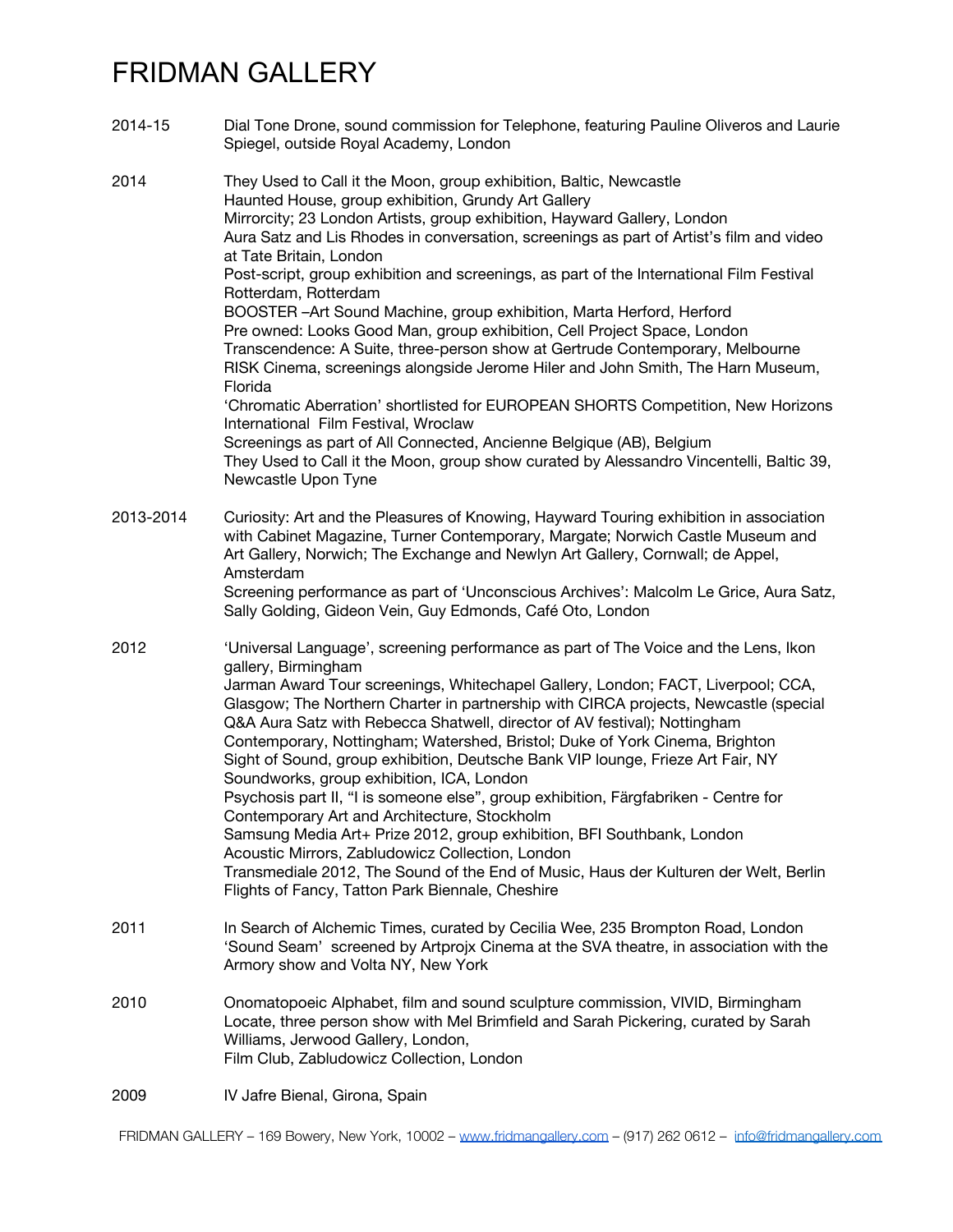# FRIDMAN GALLERY

2014-15 Dial Tone Drone, sound commission for Telephone, featuring Pauline Oliveros and Laurie Spiegel, outside Royal Academy, London

2014 They Used to Call it the Moon, group exhibition, Baltic, Newcastle
Haunted House, group exhibition, Grundy Art Gallery
Mirrorcity; 23 London Artists, group exhibition, Hayward Gallery, London
Aura Satz and Lis Rhodes in conversation, screenings as part of Artist's film and video at Tate Britain, London
Post-script, group exhibition and screenings, as part of the International Film Festival Rotterdam, Rotterdam
BOOSTER –Art Sound Machine, group exhibition, Marta Herford, Herford
Pre owned: Looks Good Man, group exhibition, Cell Project Space, London
Transcendence: A Suite, three-person show at Gertrude Contemporary, Melbourne
RISK Cinema, screenings alongside Jerome Hiler and John Smith, The Harn Museum, Florida
'Chromatic Aberration' shortlisted for EUROPEAN SHORTS Competition, New Horizons International Film Festival, Wroclaw
Screenings as part of All Connected, Ancienne Belgique (AB), Belgium
They Used to Call it the Moon, group show curated by Alessandro Vincentelli, Baltic 39, Newcastle Upon Tyne

2013-2014 Curiosity: Art and the Pleasures of Knowing, Hayward Touring exhibition in association with Cabinet Magazine, Turner Contemporary, Margate; Norwich Castle Museum and Art Gallery, Norwich; The Exchange and Newlyn Art Gallery, Cornwall; de Appel, Amsterdam
Screening performance as part of 'Unconscious Archives': Malcolm Le Grice, Aura Satz, Sally Golding, Gideon Vein, Guy Edmonds, Café Oto, London

2012 'Universal Language', screening performance as part of The Voice and the Lens, Ikon gallery, Birmingham
Jarman Award Tour screenings, Whitechapel Gallery, London; FACT, Liverpool; CCA, Glasgow; The Northern Charter in partnership with CIRCA projects, Newcastle (special Q&A Aura Satz with Rebecca Shatwell, director of AV festival); Nottingham Contemporary, Nottingham; Watershed, Bristol; Duke of York Cinema, Brighton
Sight of Sound, group exhibition, Deutsche Bank VIP lounge, Frieze Art Fair, NY
Soundworks, group exhibition, ICA, London
Psychosis part II, "I is someone else", group exhibition, Färgfabriken - Centre for Contemporary Art and Architecture, Stockholm
Samsung Media Art+ Prize 2012, group exhibition, BFI Southbank, London
Acoustic Mirrors, Zabludowicz Collection, London
Transmediale 2012, The Sound of the End of Music, Haus der Kulturen der Welt, Berlin
Flights of Fancy, Tatton Park Biennale, Cheshire

2011 In Search of Alchemic Times, curated by Cecilia Wee, 235 Brompton Road, London
'Sound Seam' screened by Artprojx Cinema at the SVA theatre, in association with the Armory show and Volta NY, New York

2010 Onomatopoeic Alphabet, film and sound sculpture commission, VIVID, Birmingham
Locate, three person show with Mel Brimfield and Sarah Pickering, curated by Sarah Williams, Jerwood Gallery, London,
Film Club, Zabludowicz Collection, London

2009 IV Jafre Bienal, Girona, Spain

FRIDMAN GALLERY – 169 Bowery, New York, 10002 – www.fridmangallery.com – (917) 262 0612 – info@fridmangallery.com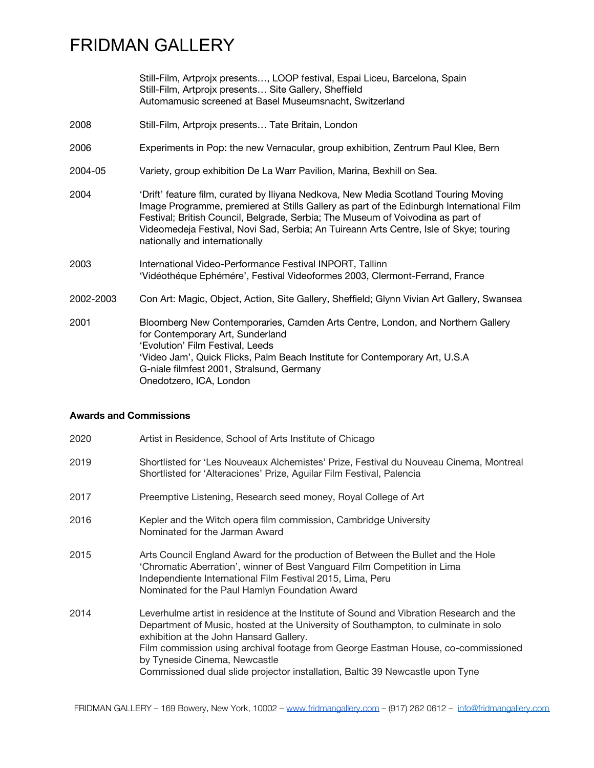| | |
|---|---|
| | Still-Film, Artprojx presents…, LOOP festival, Espai Liceu, Barcelona, Spain<br>Still-Film, Artprojx presents… Site Gallery, Sheffield<br>Automamusic screened at Basel Museumsnacht, Switzerland |
| 2008 | Still-Film, Artprojx presents… Tate Britain, London |
| 2006 | Experiments in Pop: the new Vernacular, group exhibition, Zentrum Paul Klee, Bern |
| 2004-05 | Variety, group exhibition De La Warr Pavilion, Marina, Bexhill on Sea. |
| 2004 | 'Drift' feature film, curated by Iliyana Nedkova, New Media Scotland Touring Moving Image Programme, premiered at Stills Gallery as part of the Edinburgh International Film Festival; British Council, Belgrade, Serbia; The Museum of Voivodina as part of Videomedeja Festival, Novi Sad, Serbia; An Tuireann Arts Centre, Isle of Skye; touring nationally and internationally |
| 2003 | International Video-Performance Festival INPORT, Tallinn<br>'Vidéothéque Ephémére', Festival Videoformes 2003, Clermont-Ferrand, France |
| 2002-2003 | Con Art: Magic, Object, Action, Site Gallery, Sheffield; Glynn Vivian Art Gallery, Swansea |
| 2001 | Bloomberg New Contemporaries, Camden Arts Centre, London, and Northern Gallery for Contemporary Art, Sunderland<br>'Evolution' Film Festival, Leeds<br>'Video Jam', Quick Flicks, Palm Beach Institute for Contemporary Art, U.S.A<br>G-niale filmfest 2001, Stralsund, Germany<br>Onedotzero, ICA, London |

**Awards and Commissions**

| | |
|---|---|
| 2020 | Artist in Residence, School of Arts Institute of Chicago |
| 2019 | Shortlisted for 'Les Nouveaux Alchemistes' Prize, Festival du Nouveau Cinema, Montreal<br>Shortlisted for 'Alteraciones' Prize, Aguilar Film Festival, Palencia |
| 2017 | Preemptive Listening, Research seed money, Royal College of Art |
| 2016 | Kepler and the Witch opera film commission, Cambridge University<br>Nominated for the Jarman Award |
| 2015 | Arts Council England Award for the production of Between the Bullet and the Hole<br>'Chromatic Aberration', winner of Best Vanguard Film Competition in Lima Independiente International Film Festival 2015, Lima, Peru<br>Nominated for the Paul Hamlyn Foundation Award |
| 2014 | Leverhulme artist in residence at the Institute of Sound and Vibration Research and the Department of Music, hosted at the University of Southampton, to culminate in solo exhibition at the John Hansard Gallery.<br>Film commission using archival footage from George Eastman House, co-commissioned by Tyneside Cinema, Newcastle<br>Commissioned dual slide projector installation, Baltic 39 Newcastle upon Tyne |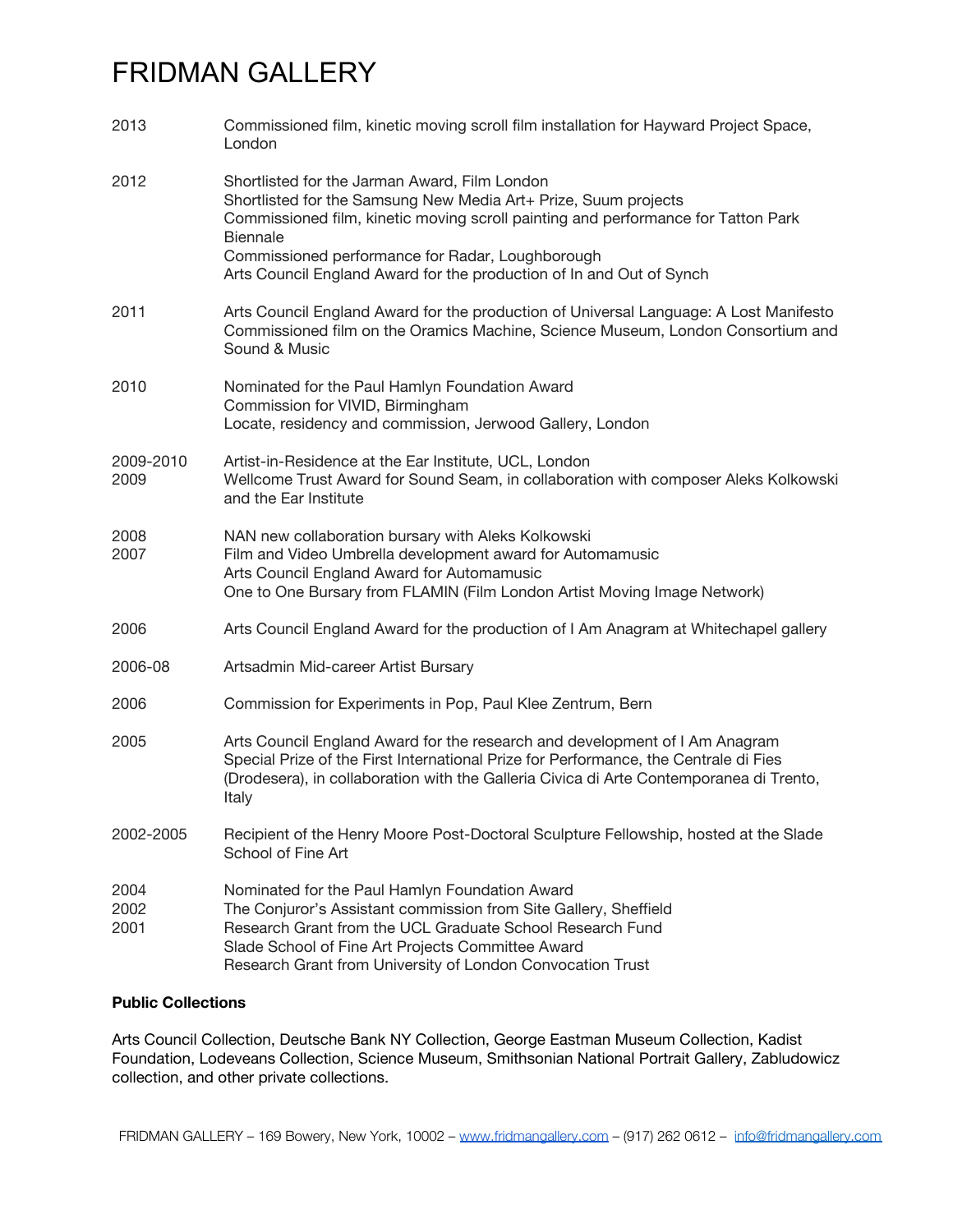# FRIDMAN GALLERY

| | |
|---|---|
| 2013 | Commissioned film, kinetic moving scroll film installation for Hayward Project Space, London |
| 2012 | Shortlisted for the Jarman Award, Film London<br>Shortlisted for the Samsung New Media Art+ Prize, Suum projects<br>Commissioned film, kinetic moving scroll painting and performance for Tatton Park Biennale<br>Commissioned performance for Radar, Loughborough<br>Arts Council England Award for the production of In and Out of Synch |
| 2011 | Arts Council England Award for the production of Universal Language: A Lost Manifesto<br>Commissioned film on the Oramics Machine, Science Museum, London Consortium and Sound & Music |
| 2010 | Nominated for the Paul Hamlyn Foundation Award<br>Commission for VIVID, Birmingham<br>Locate, residency and commission, Jerwood Gallery, London |
| 2009-2010<br>2009 | Artist-in-Residence at the Ear Institute, UCL, London<br>Wellcome Trust Award for Sound Seam, in collaboration with composer Aleks Kolkowski and the Ear Institute |
| 2008<br>2007 | NAN new collaboration bursary with Aleks Kolkowski<br>Film and Video Umbrella development award for Automamusic<br>Arts Council England Award for Automamusic<br>One to One Bursary from FLAMIN (Film London Artist Moving Image Network) |
| 2006 | Arts Council England Award for the production of I Am Anagram at Whitechapel gallery |
| 2006-08 | Artsadmin Mid-career Artist Bursary |
| 2006 | Commission for Experiments in Pop, Paul Klee Zentrum, Bern |
| 2005 | Arts Council England Award for the research and development of I Am Anagram<br>Special Prize of the First International Prize for Performance, the Centrale di Fies (Drodesera), in collaboration with the Galleria Civica di Arte Contemporanea di Trento, Italy |
| 2002-2005 | Recipient of the Henry Moore Post-Doctoral Sculpture Fellowship, hosted at the Slade School of Fine Art |
| 2004<br>2002<br>2001 | Nominated for the Paul Hamlyn Foundation Award<br>The Conjuror's Assistant commission from Site Gallery, Sheffield<br>Research Grant from the UCL Graduate School Research Fund<br>Slade School of Fine Art Projects Committee Award<br>Research Grant from University of London Convocation Trust |

**Public Collections**

Arts Council Collection, Deutsche Bank NY Collection, George Eastman Museum Collection, Kadist Foundation, Lodeveans Collection, Science Museum, Smithsonian National Portrait Gallery, Zabludowicz collection, and other private collections.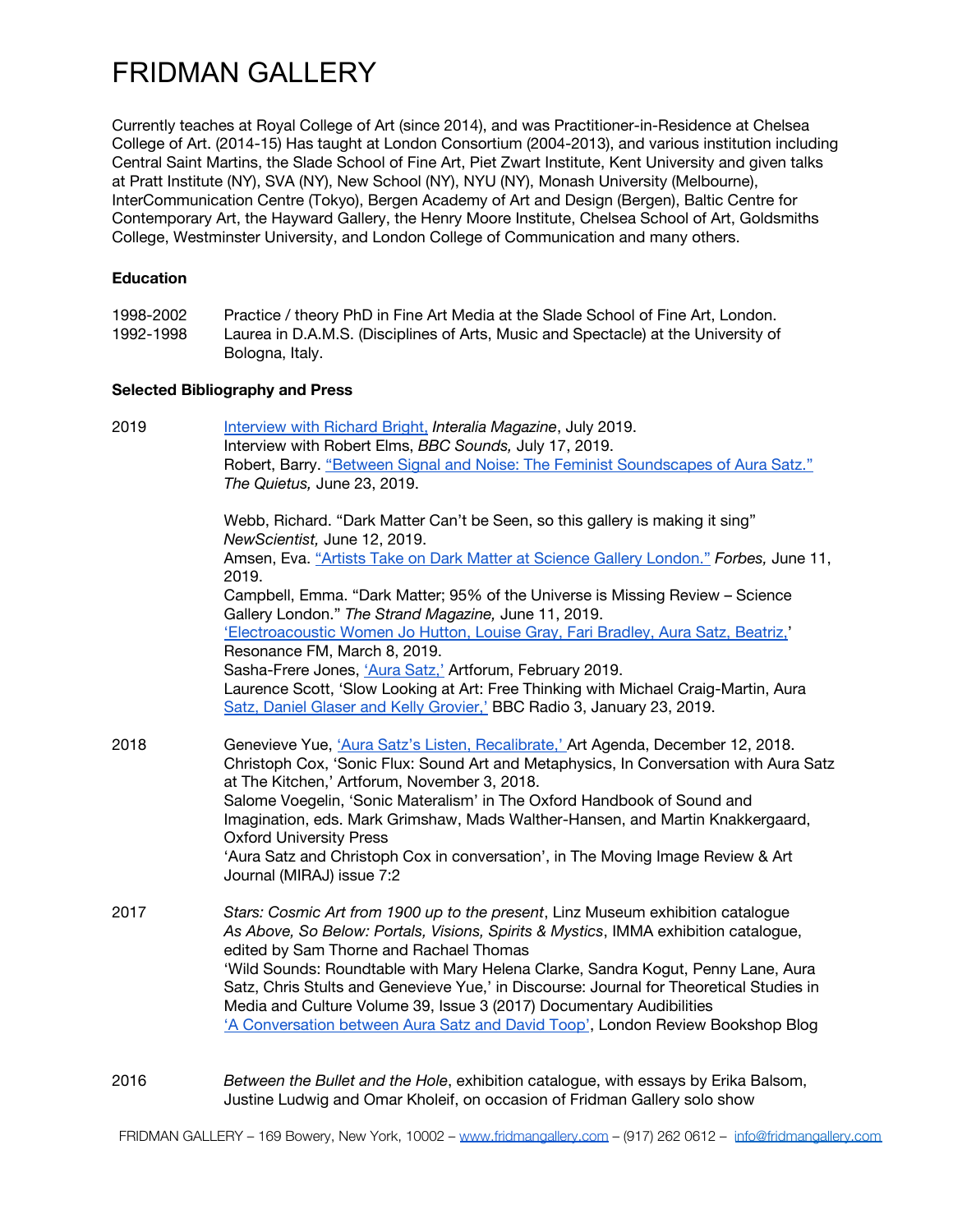# FRIDMAN GALLERY

Currently teaches at Royal College of Art (since 2014), and was Practitioner-in-Residence at Chelsea College of Art. (2014-15) Has taught at London Consortium (2004-2013), and various institution including Central Saint Martins, the Slade School of Fine Art, Piet Zwart Institute, Kent University and given talks at Pratt Institute (NY), SVA (NY), New School (NY), NYU (NY), Monash University (Melbourne), InterCommunication Centre (Tokyo), Bergen Academy of Art and Design (Bergen), Baltic Centre for Contemporary Art, the Hayward Gallery, the Henry Moore Institute, Chelsea School of Art, Goldsmiths College, Westminster University, and London College of Communication and many others.

**Education**

1998-2002 Practice / theory PhD in Fine Art Media at the Slade School of Fine Art, London.
1992-1998 Laurea in D.A.M.S. (Disciplines of Arts, Music and Spectacle) at the University of Bologna, Italy.

**Selected Bibliography and Press**

2019

Interview with Richard Bright, *Interalia Magazine*, July 2019.
Interview with Robert Elms, *BBC Sounds,* July 17, 2019.
Robert, Barry. "Between Signal and Noise: The Feminist Soundscapes of Aura Satz." *The Quietus,* June 23, 2019.

Webb, Richard. "Dark Matter Can't be Seen, so this gallery is making it sing" *NewScientist,* June 12, 2019.
Amsen, Eva. "Artists Take on Dark Matter at Science Gallery London." *Forbes,* June 11, 2019.
Campbell, Emma. "Dark Matter; 95% of the Universe is Missing Review – Science Gallery London." *The Strand Magazine,* June 11, 2019.
'Electroacoustic Women Jo Hutton, Louise Gray, Fari Bradley, Aura Satz, Beatriz,' Resonance FM, March 8, 2019.
Sasha-Frere Jones, 'Aura Satz,' Artforum, February 2019.
Laurence Scott, 'Slow Looking at Art: Free Thinking with Michael Craig-Martin, Aura Satz, Daniel Glaser and Kelly Grovier,' BBC Radio 3, January 23, 2019.

2018

Genevieve Yue, 'Aura Satz's Listen, Recalibrate,' Art Agenda, December 12, 2018.
Christoph Cox, 'Sonic Flux: Sound Art and Metaphysics, In Conversation with Aura Satz at The Kitchen,' Artforum, November 3, 2018.
Salome Voegelin, 'Sonic Materalism' in The Oxford Handbook of Sound and Imagination, eds. Mark Grimshaw, Mads Walther-Hansen, and Martin Knakkergaard, Oxford University Press
'Aura Satz and Christoph Cox in conversation', in The Moving Image Review & Art Journal (MIRAJ) issue 7:2

2017

*Stars: Cosmic Art from 1900 up to the present*, Linz Museum exhibition catalogue
*As Above, So Below: Portals, Visions, Spirits & Mystics*, IMMA exhibition catalogue, edited by Sam Thorne and Rachael Thomas
'Wild Sounds: Roundtable with Mary Helena Clarke, Sandra Kogut, Penny Lane, Aura Satz, Chris Stults and Genevieve Yue,' in Discourse: Journal for Theoretical Studies in Media and Culture Volume 39, Issue 3 (2017) Documentary Audibilities
'A Conversation between Aura Satz and David Toop', London Review Bookshop Blog

2016

*Between the Bullet and the Hole*, exhibition catalogue, with essays by Erika Balsom, Justine Ludwig and Omar Kholeif, on occasion of Fridman Gallery solo show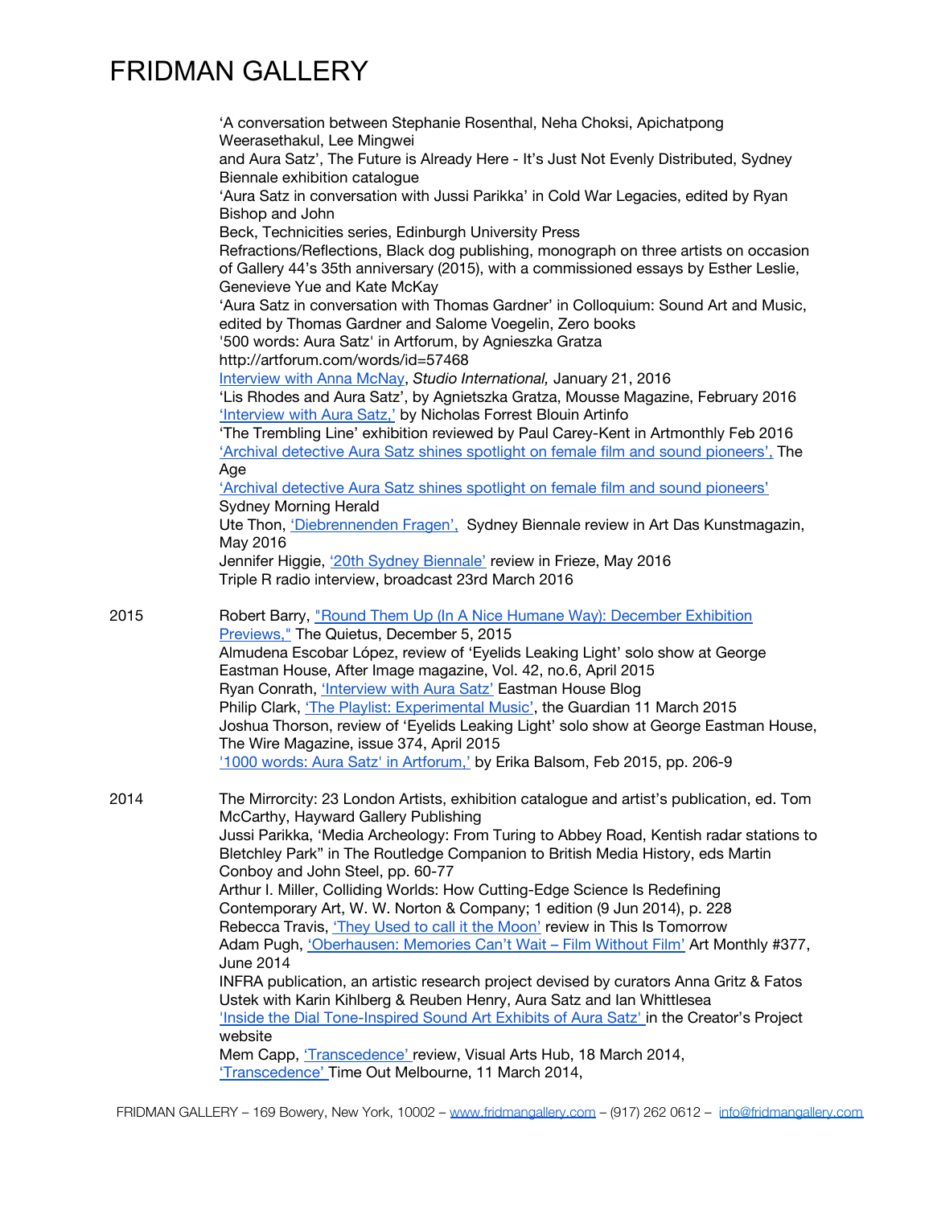'A conversation between Stephanie Rosenthal, Neha Choksi, Apichatpong Weerasethakul, Lee Mingwei and Aura Satz', The Future is Already Here - It's Just Not Evenly Distributed, Sydney Biennale exhibition catalogue

'Aura Satz in conversation with Jussi Parikka' in Cold War Legacies, edited by Ryan Bishop and John Beck, Technicities series, Edinburgh University Press

Refractions/Reflections, Black dog publishing, monograph on three artists on occasion of Gallery 44's 35th anniversary (2015), with a commissioned essays by Esther Leslie, Genevieve Yue and Kate McKay

'Aura Satz in conversation with Thomas Gardner' in Colloquium: Sound Art and Music, edited by Thomas Gardner and Salome Voegelin, Zero books

'500 words: Aura Satz' in Artforum, by Agnieszka Gratza http://artforum.com/words/id=57468

Interview with Anna McNay, *Studio International,* January 21, 2016

'Lis Rhodes and Aura Satz', by Agnietszka Gratza, Mousse Magazine, February 2016

'Interview with Aura Satz,' by Nicholas Forrest Blouin Artinfo

'The Trembling Line' exhibition reviewed by Paul Carey-Kent in Artmonthly Feb 2016

'Archival detective Aura Satz shines spotlight on female film and sound pioneers', The Age

'Archival detective Aura Satz shines spotlight on female film and sound pioneers' Sydney Morning Herald

Ute Thon, 'Diebrennenden Fragen', Sydney Biennale review in Art Das Kunstmagazin, May 2016

Jennifer Higgie, '20th Sydney Biennale' review in Frieze, May 2016

Triple R radio interview, broadcast 23rd March 2016

**2015**

Robert Barry, "Round Them Up (In A Nice Humane Way): December Exhibition Previews," The Quietus, December 5, 2015

Almudena Escobar López, review of 'Eyelids Leaking Light' solo show at George Eastman House, After Image magazine, Vol. 42, no.6, April 2015

Ryan Conrath, 'Interview with Aura Satz' Eastman House Blog

Philip Clark, 'The Playlist: Experimental Music', the Guardian 11 March 2015

Joshua Thorson, review of 'Eyelids Leaking Light' solo show at George Eastman House, The Wire Magazine, issue 374, April 2015

'1000 words: Aura Satz' in Artforum,' by Erika Balsom, Feb 2015, pp. 206-9

**2014**

The Mirrorcity: 23 London Artists, exhibition catalogue and artist's publication, ed. Tom McCarthy, Hayward Gallery Publishing

Jussi Parikka, 'Media Archeology: From Turing to Abbey Road, Kentish radar stations to Bletchley Park" in The Routledge Companion to British Media History, eds Martin Conboy and John Steel, pp. 60-77

Arthur I. Miller, Colliding Worlds: How Cutting-Edge Science Is Redefining Contemporary Art, W. W. Norton & Company; 1 edition (9 Jun 2014), p. 228

Rebecca Travis, 'They Used to call it the Moon' review in This Is Tomorrow

Adam Pugh, 'Oberhausen: Memories Can't Wait – Film Without Film' Art Monthly #377, June 2014

INFRA publication, an artistic research project devised by curators Anna Gritz & Fatos Ustek with Karin Kihlberg & Reuben Henry, Aura Satz and Ian Whittlesea

'Inside the Dial Tone-Inspired Sound Art Exhibits of Aura Satz' in the Creator's Project website

Mem Capp, 'Transcedence' review, Visual Arts Hub, 18 March 2014,

'Transcedence' Time Out Melbourne, 11 March 2014,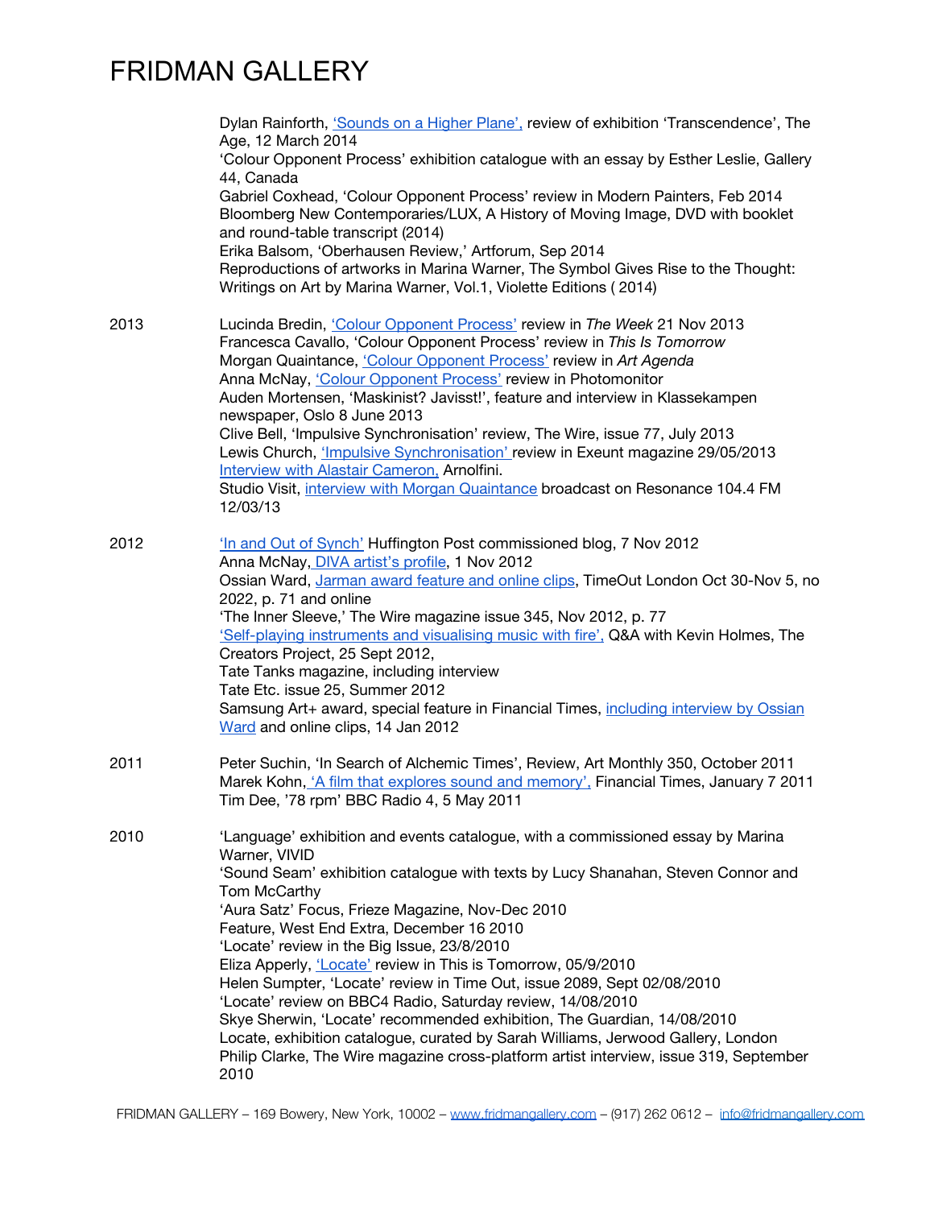Dylan Rainforth, 'Sounds on a Higher Plane', review of exhibition 'Transcendence', The Age, 12 March 2014
'Colour Opponent Process' exhibition catalogue with an essay by Esther Leslie, Gallery 44, Canada
Gabriel Coxhead, 'Colour Opponent Process' review in Modern Painters, Feb 2014
Bloomberg New Contemporaries/LUX, A History of Moving Image, DVD with booklet and round-table transcript (2014)
Erika Balsom, 'Oberhausen Review,' Artforum, Sep 2014
Reproductions of artworks in Marina Warner, The Symbol Gives Rise to the Thought: Writings on Art by Marina Warner, Vol.1, Violette Editions ( 2014)

**2013**

Lucinda Bredin, 'Colour Opponent Process' review in *The Week* 21 Nov 2013
Francesca Cavallo, 'Colour Opponent Process' review in *This Is Tomorrow*
Morgan Quaintance, 'Colour Opponent Process' review in *Art Agenda*
Anna McNay, 'Colour Opponent Process' review in Photomonitor
Auden Mortensen, 'Maskinist? Javisst!', feature and interview in Klassekampen newspaper, Oslo 8 June 2013
Clive Bell, 'Impulsive Synchronisation' review, The Wire, issue 77, July 2013
Lewis Church, 'Impulsive Synchronisation' review in Exeunt magazine 29/05/2013
Interview with Alastair Cameron, Arnolfini.
Studio Visit, interview with Morgan Quaintance broadcast on Resonance 104.4 FM 12/03/13

**2012**

'In and Out of Synch' Huffington Post commissioned blog, 7 Nov 2012
Anna McNay, DIVA artist's profile, 1 Nov 2012
Ossian Ward, Jarman award feature and online clips, TimeOut London Oct 30-Nov 5, no 2022, p. 71 and online
'The Inner Sleeve,' The Wire magazine issue 345, Nov 2012, p. 77
'Self-playing instruments and visualising music with fire', Q&A with Kevin Holmes, The Creators Project, 25 Sept 2012,
Tate Tanks magazine, including interview
Tate Etc. issue 25, Summer 2012
Samsung Art+ award, special feature in Financial Times, including interview by Ossian Ward and online clips, 14 Jan 2012

**2011**

Peter Suchin, 'In Search of Alchemic Times', Review, Art Monthly 350, October 2011
Marek Kohn, 'A film that explores sound and memory', Financial Times, January 7 2011
Tim Dee, '78 rpm' BBC Radio 4, 5 May 2011

**2010**

'Language' exhibition and events catalogue, with a commissioned essay by Marina Warner, VIVID
'Sound Seam' exhibition catalogue with texts by Lucy Shanahan, Steven Connor and Tom McCarthy
'Aura Satz' Focus, Frieze Magazine, Nov-Dec 2010
Feature, West End Extra, December 16 2010
'Locate' review in the Big Issue, 23/8/2010
Eliza Apperly, 'Locate' review in This is Tomorrow, 05/9/2010
Helen Sumpter, 'Locate' review in Time Out, issue 2089, Sept 02/08/2010
'Locate' review on BBC4 Radio, Saturday review, 14/08/2010
Skye Sherwin, 'Locate' recommended exhibition, The Guardian, 14/08/2010
Locate, exhibition catalogue, curated by Sarah Williams, Jerwood Gallery, London
Philip Clarke, The Wire magazine cross-platform artist interview, issue 319, September 2010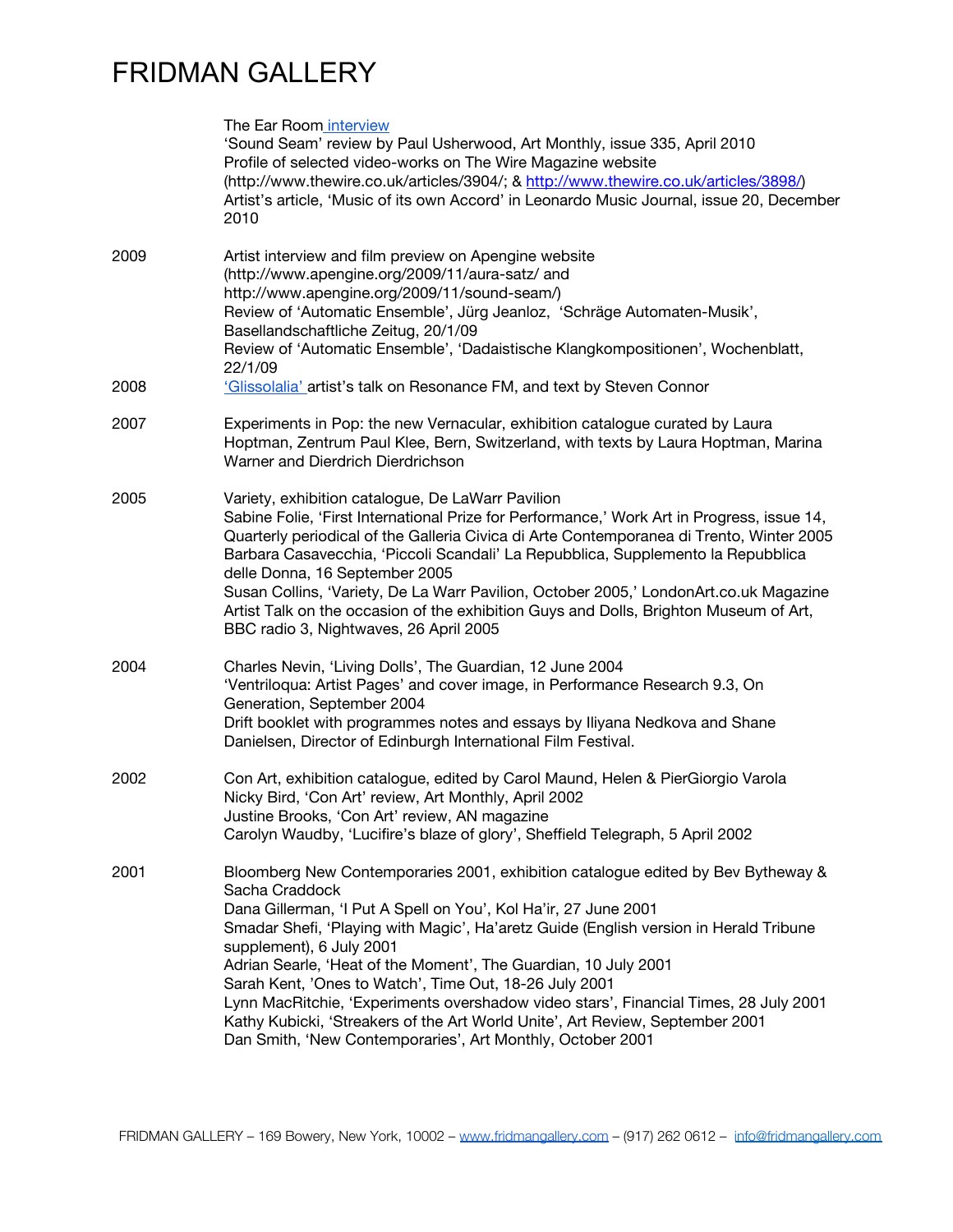The Ear Room interview
'Sound Seam' review by Paul Usherwood, Art Monthly, issue 335, April 2010
Profile of selected video-works on The Wire Magazine website (http://www.thewire.co.uk/articles/3904/; & http://www.thewire.co.uk/articles/3898/)
Artist's article, 'Music of its own Accord' in Leonardo Music Journal, issue 20, December 2010

| | |
|---|---|
| 2009 | Artist interview and film preview on Apengine website (http://www.apengine.org/2009/11/aura-satz/ and http://www.apengine.org/2009/11/sound-seam/)<br>Review of 'Automatic Ensemble', Jürg Jeanloz, 'Schräge Automaten-Musik', Basellandschaftliche Zeitung, 20/1/09<br>Review of 'Automatic Ensemble', 'Dadaistische Klangkompositionen', Wochenblatt, 22/1/09 |
| 2008 | 'Glissolalia' artist's talk on Resonance FM, and text by Steven Connor |
| 2007 | Experiments in Pop: the new Vernacular, exhibition catalogue curated by Laura Hoptman, Zentrum Paul Klee, Bern, Switzerland, with texts by Laura Hoptman, Marina Warner and Dierdrich Dierdrichson |
| 2005 | Variety, exhibition catalogue, De LaWarr Pavilion<br>Sabine Folie, 'First International Prize for Performance,' Work Art in Progress, issue 14, Quarterly periodical of the Galleria Civica di Arte Contemporanea di Trento, Winter 2005<br>Barbara Casavecchia, 'Piccoli Scandali' La Repubblica, Supplemento la Repubblica delle Donna, 16 September 2005<br>Susan Collins, 'Variety, De La Warr Pavilion, October 2005,' LondonArt.co.uk Magazine<br>Artist Talk on the occasion of the exhibition Guys and Dolls, Brighton Museum of Art, BBC radio 3, Nightwaves, 26 April 2005 |
| 2004 | Charles Nevin, 'Living Dolls', The Guardian, 12 June 2004<br>'Ventriloqua: Artist Pages' and cover image, in Performance Research 9.3, On Generation, September 2004<br>Drift booklet with programmes notes and essays by Iliyana Nedkova and Shane Danielsen, Director of Edinburgh International Film Festival. |
| 2002 | Con Art, exhibition catalogue, edited by Carol Maund, Helen & PierGiorgio Varola<br>Nicky Bird, 'Con Art' review, Art Monthly, April 2002<br>Justine Brooks, 'Con Art' review, AN magazine<br>Carolyn Waudby, 'Lucifire's blaze of glory', Sheffield Telegraph, 5 April 2002 |
| 2001 | Bloomberg New Contemporaries 2001, exhibition catalogue edited by Bev Bytheway & Sacha Craddock<br>Dana Gillerman, 'I Put A Spell on You', Kol Ha'ir, 27 June 2001<br>Smadar Shefi, 'Playing with Magic', Ha'aretz Guide (English version in Herald Tribune supplement), 6 July 2001<br>Adrian Searle, 'Heat of the Moment', The Guardian, 10 July 2001<br>Sarah Kent, 'Ones to Watch', Time Out, 18-26 July 2001<br>Lynn MacRitchie, 'Experiments overshadow video stars', Financial Times, 28 July 2001<br>Kathy Kubicki, 'Streakers of the Art World Unite', Art Review, September 2001<br>Dan Smith, 'New Contemporaries', Art Monthly, October 2001 |